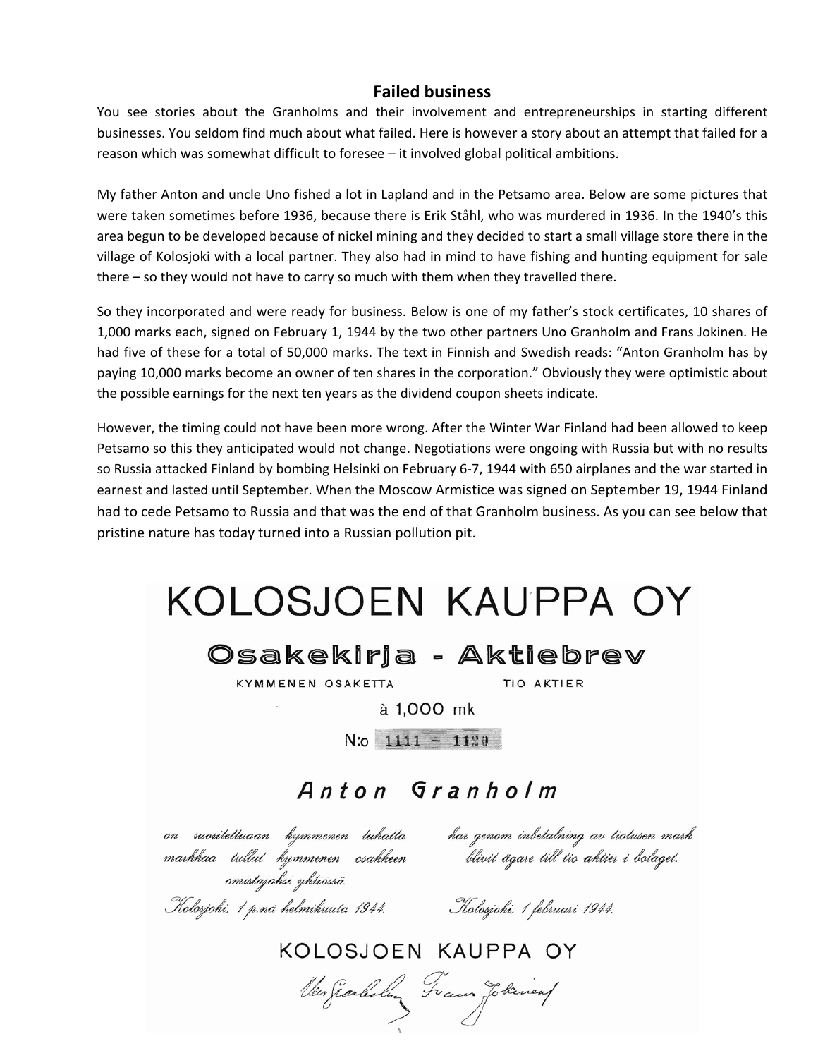## Failed business

You see stories about the Granholms and their involvement and entrepreneurships in starting different businesses. You seldom find much about what failed. Here is however a story about an attempt that failed for a reason which was somewhat difficult to foresee – it involved global political ambitions.

My father Anton and uncle Uno fished a lot in Lapland and in the Petsamo area. Below are some pictures that were taken sometimes before 1936, because there is Erik Ståhl, who was murdered in 1936. In the 1940's this area begun to be developed because of nickel mining and they decided to start a small village store there in the village of Kolosjoki with a local partner. They also had in mind to have fishing and hunting equipment for sale there – so they would not have to carry so much with them when they travelled there.

So they incorporated and were ready for business. Below is one of my father's stock certificates, 10 shares of 1,000 marks each, signed on February 1, 1944 by the two other partners Uno Granholm and Frans Jokinen. He had five of these for a total of 50,000 marks. The text in Finnish and Swedish reads: "Anton Granholm has by paying 10,000 marks become an owner of ten shares in the corporation." Obviously they were optimistic about the possible earnings for the next ten years as the dividend coupon sheets indicate.

However, the timing could not have been more wrong. After the Winter War Finland had been allowed to keep Petsamo so this they anticipated would not change. Negotiations were ongoing with Russia but with no results so Russia attacked Finland by bombing Helsinki on February 6-7, 1944 with 650 airplanes and the war started in earnest and lasted until September. When the Moscow Armistice was signed on September 19, 1944 Finland had to cede Petsamo to Russia and that was the end of that Granholm business. As you can see below that pristine nature has today turned into a Russian pollution pit.

KOLOSJOEN KAUPPA OY

**Osakekirja - Aktiebrev**

KYMMENEN OSAKETTA TIO AKTIER

à 1,000 mk

N:o 1111 – 1120

*Anton Granholm*

*on suoritettuaan kymmenen tuhatta markkaa tullut kymmenen osakkeen omistajaksi yhtiössä.*

*har genom inbetalning av tiotusen mark blivit ägare till tio aktier i bolaget.*

*Kolosjoki, 1 p:nä helmikuuta 1944.*

*Kolosjoki, 1 februari 1944.*

KOLOSJOEN KAUPPA OY

Uno Granholm Frans Jokinen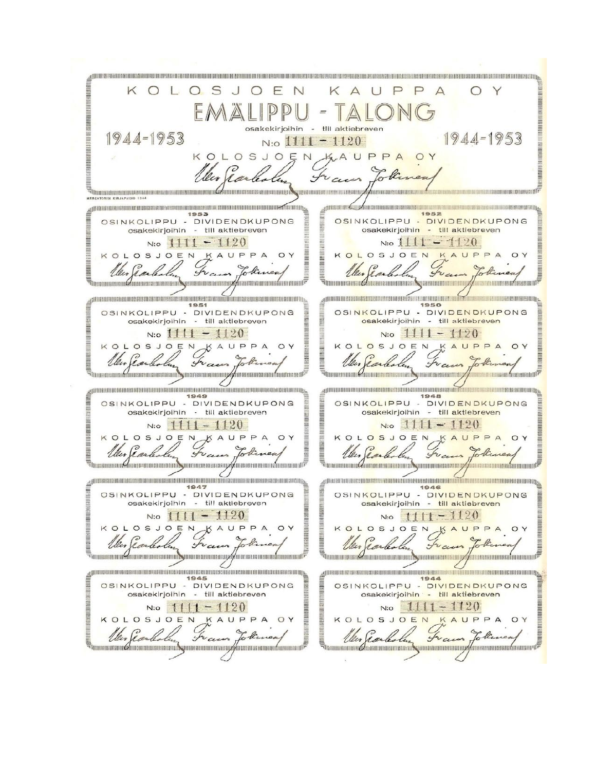# KOLOSJOEN KAUPPA OY

## EMÄLIPPU - TALONG

osakekirjoihin - till aktiebreven

1944-1953 N:o 1111 - 1120 1944-1953

KOLOSJOEN KAUPPA OY

Uno Gearholm Frans Jokinen

MERCATORIN KIRJAPAINO 1944

---

**1953**
OSINKOLIPPU - DIVIDENDKUPONG
osakekirjoihin - till aktiebreven
N:o 1111 - 1120
KOLOSJOEN KAUPPA OY
Uno Gearholm Frans Jokinen

**1952**
OSINKOLIPPU - DIVIDENDKUPONG
osakekirjoihin - till aktiebreven
N:o 1111 - 1120
KOLOSJOEN KAUPPA OY
Uno Gearholm Frans Jokinen

**1951**
OSINKOLIPPU - DIVIDENDKUPONG
osakekirjoihin - till aktiebreven
N:o 1111 - 1120
KOLOSJOEN KAUPPA OY
Uno Gearholm Frans Jokinen

**1950**
OSINKOLIPPU - DIVIDENDKUPONG
osakekirjoihin - till aktiebreven
N:o 1111 - 1120
KOLOSJOEN KAUPPA OY
Uno Gearholm Frans Jokinen

**1949**
OSINKOLIPPU - DIVIDENDKUPONG
osakekirjoihin - till aktiebreven
N:o 1111 - 1120
KOLOSJOEN KAUPPA OY
Uno Gearholm Frans Jokinen

**1948**
OSINKOLIPPU - DIVIDENDKUPONG
osakekirjoihin - till aktiebreven
N:o 1111 - 1120
KOLOSJOEN KAUPPA OY
Uno Gearholm Frans Jokinen

**1947**
OSINKOLIPPU - DIVIDENDKUPONG
osakekirjoihin - till aktiebreven
N:o 1111 - 1120
KOLOSJOEN KAUPPA OY
Uno Gearholm Frans Jokinen

**1946**
OSINKOLIPPU - DIVIDENDKUPONG
osakekirjoihin - till aktiebreven
N:o 1111 - 1120
KOLOSJOEN KAUPPA OY
Uno Gearholm Frans Jokinen

**1945**
OSINKOLIPPU - DIVIDENDKUPONG
osakekirjoihin - till aktiebreven
N:o 1111 - 1120
KOLOSJOEN KAUPPA OY
Uno Gearholm Frans Jokinen

**1944**
OSINKOLIPPU - DIVIDENDKUPONG
osakekirjoihin - till aktiebreven
N:o 1111 - 1120
KOLOSJOEN KAUPPA OY
Uno Gearholm Frans Jokinen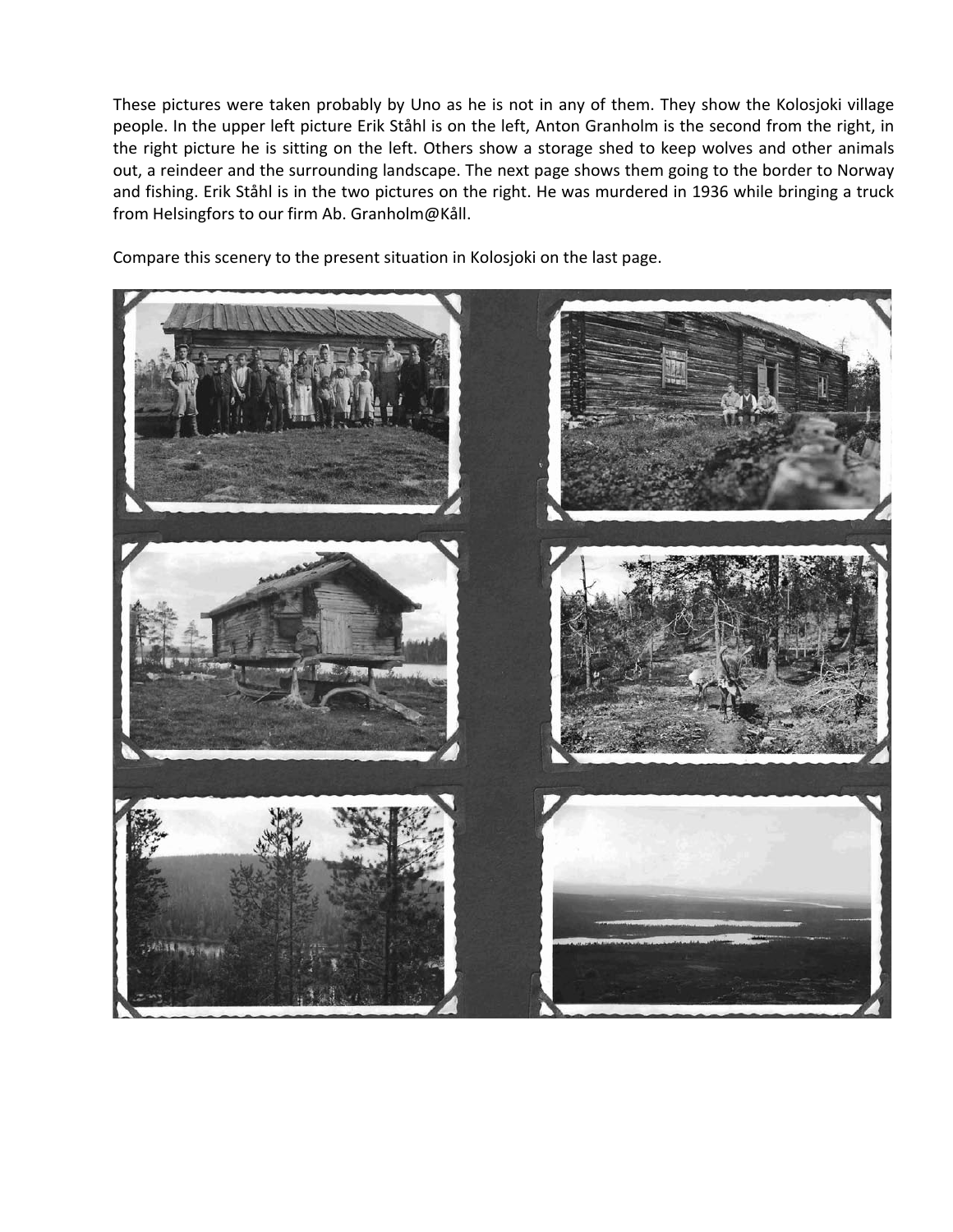These pictures were taken probably by Uno as he is not in any of them. They show the Kolosjoki village people. In the upper left picture Erik Ståhl is on the left, Anton Granholm is the second from the right, in the right picture he is sitting on the left. Others show a storage shed to keep wolves and other animals out, a reindeer and the surrounding landscape. The next page shows them going to the border to Norway and fishing. Erik Ståhl is in the two pictures on the right. He was murdered in 1936 while bringing a truck from Helsingfors to our firm Ab. Granholm@Kåll.

Compare this scenery to the present situation in Kolosjoki on the last page.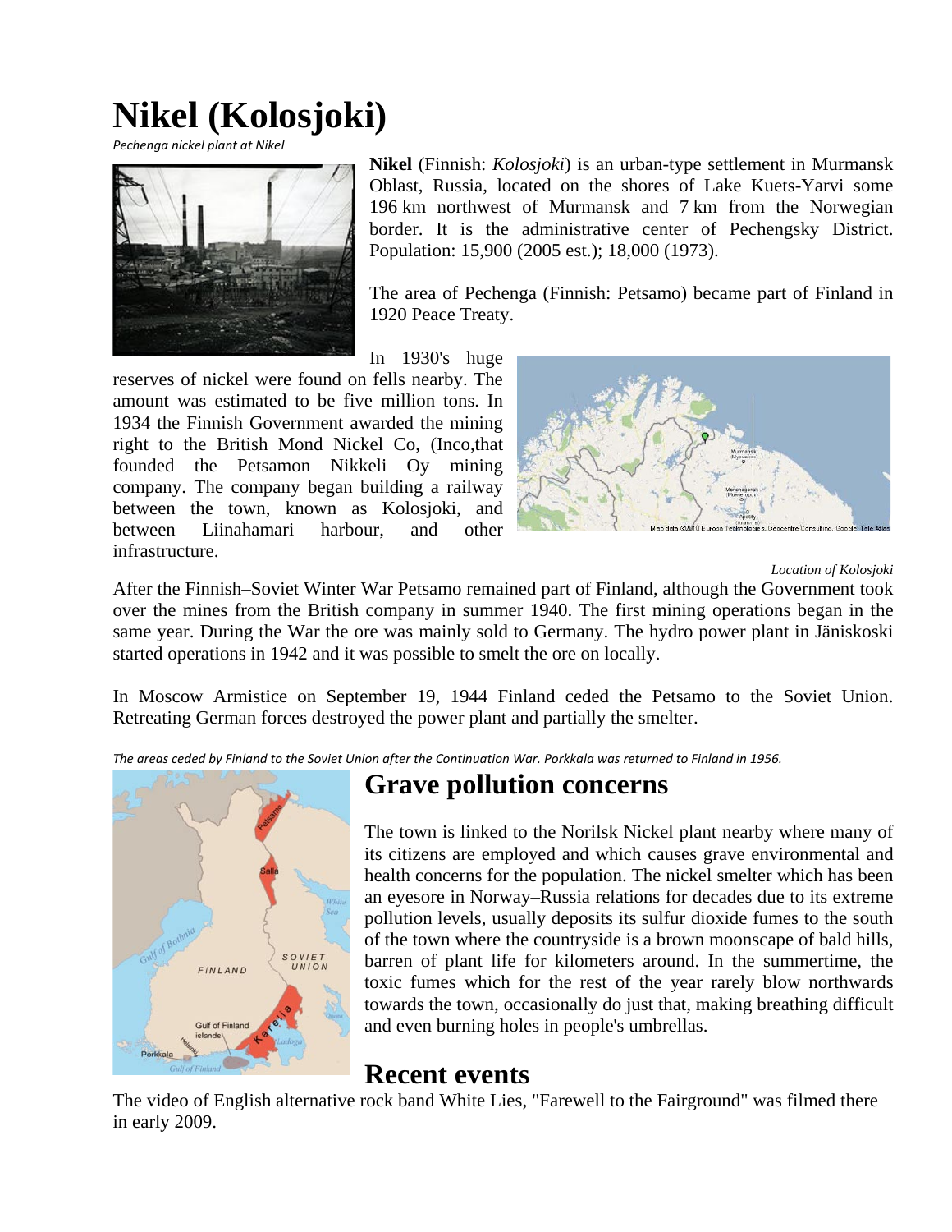# Nikel (Kolosjoki)

*Pechenga nickel plant at Nikel*

**Nikel** (Finnish: *Kolosjoki*) is an urban-type settlement in Murmansk Oblast, Russia, located on the shores of Lake Kuets-Yarvi some 196 km northwest of Murmansk and 7 km from the Norwegian border. It is the administrative center of Pechengsky District. Population: 15,900 (2005 est.); 18,000 (1973).

The area of Pechenga (Finnish: Petsamo) became part of Finland in 1920 Peace Treaty.

In 1930's huge reserves of nickel were found on fells nearby. The amount was estimated to be five million tons. In 1934 the Finnish Government awarded the mining right to the British Mond Nickel Co, (Inco,that founded the Petsamon Nikkeli Oy mining company. The company began building a railway between the town, known as Kolosjoki, and between Liinahamari harbour, and other infrastructure.

*Location of Kolosjoki*

After the Finnish–Soviet Winter War Petsamo remained part of Finland, although the Government took over the mines from the British company in summer 1940. The first mining operations began in the same year. During the War the ore was mainly sold to Germany. The hydro power plant in Jäniskoski started operations in 1942 and it was possible to smelt the ore on locally.

In Moscow Armistice on September 19, 1944 Finland ceded the Petsamo to the Soviet Union. Retreating German forces destroyed the power plant and partially the smelter.

*The areas ceded by Finland to the Soviet Union after the Continuation War. Porkkala was returned to Finland in 1956.*

## Grave pollution concerns

The town is linked to the Norilsk Nickel plant nearby where many of its citizens are employed and which causes grave environmental and health concerns for the population. The nickel smelter which has been an eyesore in Norway–Russia relations for decades due to its extreme pollution levels, usually deposits its sulfur dioxide fumes to the south of the town where the countryside is a brown moonscape of bald hills, barren of plant life for kilometers around. In the summertime, the toxic fumes which for the rest of the year rarely blow northwards towards the town, occasionally do just that, making breathing difficult and even burning holes in people's umbrellas.

## Recent events

The video of English alternative rock band White Lies, "Farewell to the Fairground" was filmed there in early 2009.